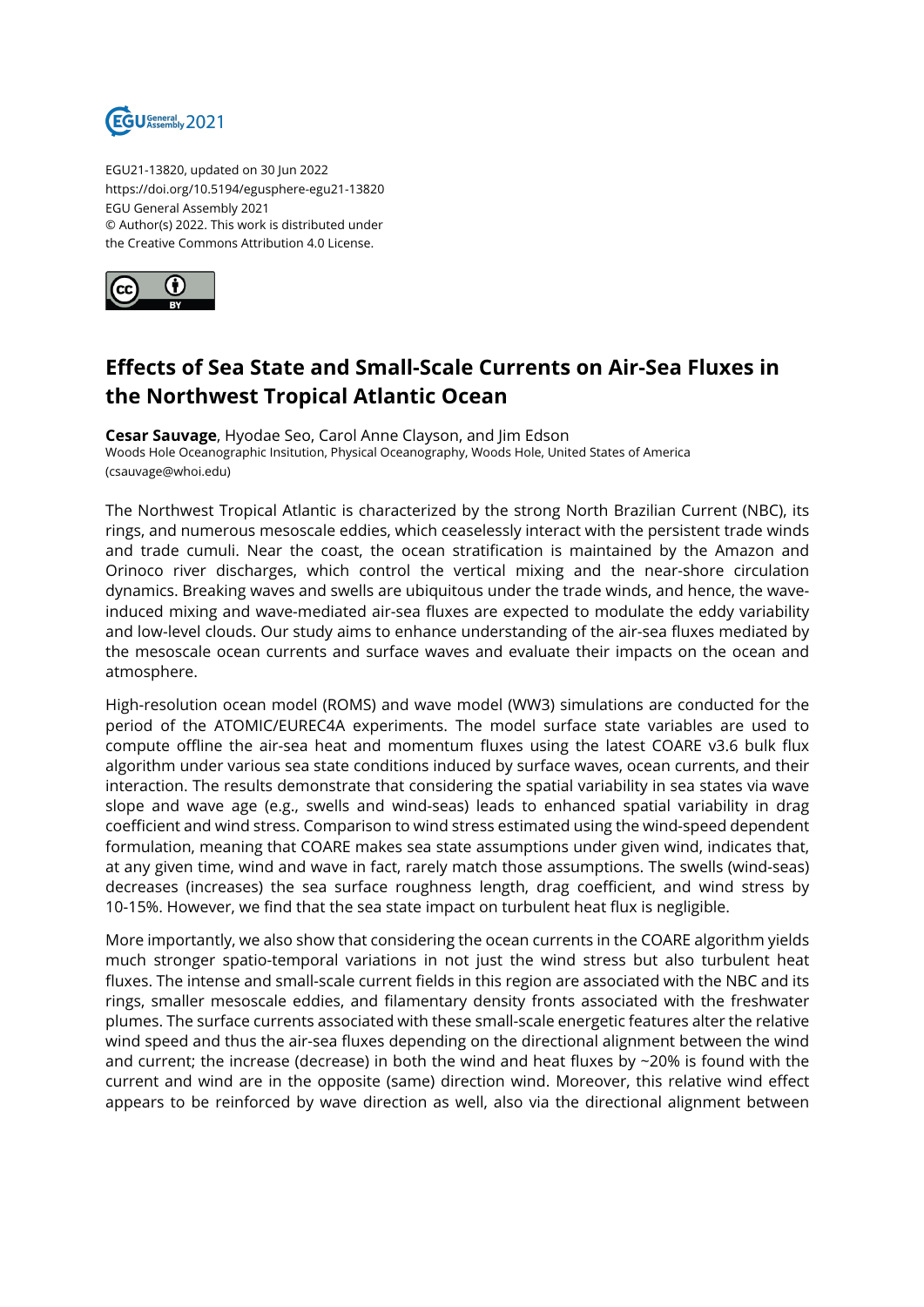EGU21-13820, updated on 30 Jun 2022
https://doi.org/10.5194/egusphere-egu21-13820
EGU General Assembly 2021
© Author(s) 2022. This work is distributed under
the Creative Commons Attribution 4.0 License.

# Effects of Sea State and Small-Scale Currents on Air-Sea Fluxes in the Northwest Tropical Atlantic Ocean

**Cesar Sauvage**, Hyodae Seo, Carol Anne Clayson, and Jim Edson
Woods Hole Oceanographic Insitution, Physical Oceanography, Woods Hole, United States of America (csauvage@whoi.edu)

The Northwest Tropical Atlantic is characterized by the strong North Brazilian Current (NBC), its rings, and numerous mesoscale eddies, which ceaselessly interact with the persistent trade winds and trade cumuli. Near the coast, the ocean stratification is maintained by the Amazon and Orinoco river discharges, which control the vertical mixing and the near-shore circulation dynamics. Breaking waves and swells are ubiquitous under the trade winds, and hence, the wave-induced mixing and wave-mediated air-sea fluxes are expected to modulate the eddy variability and low-level clouds. Our study aims to enhance understanding of the air-sea fluxes mediated by the mesoscale ocean currents and surface waves and evaluate their impacts on the ocean and atmosphere.

High-resolution ocean model (ROMS) and wave model (WW3) simulations are conducted for the period of the ATOMIC/EUREC4A experiments. The model surface state variables are used to compute offline the air-sea heat and momentum fluxes using the latest COARE v3.6 bulk flux algorithm under various sea state conditions induced by surface waves, ocean currents, and their interaction. The results demonstrate that considering the spatial variability in sea states via wave slope and wave age (e.g., swells and wind-seas) leads to enhanced spatial variability in drag coefficient and wind stress. Comparison to wind stress estimated using the wind-speed dependent formulation, meaning that COARE makes sea state assumptions under given wind, indicates that, at any given time, wind and wave in fact, rarely match those assumptions. The swells (wind-seas) decreases (increases) the sea surface roughness length, drag coefficient, and wind stress by 10-15%. However, we find that the sea state impact on turbulent heat flux is negligible.

More importantly, we also show that considering the ocean currents in the COARE algorithm yields much stronger spatio-temporal variations in not just the wind stress but also turbulent heat fluxes. The intense and small-scale current fields in this region are associated with the NBC and its rings, smaller mesoscale eddies, and filamentary density fronts associated with the freshwater plumes. The surface currents associated with these small-scale energetic features alter the relative wind speed and thus the air-sea fluxes depending on the directional alignment between the wind and current; the increase (decrease) in both the wind and heat fluxes by ~20% is found with the current and wind are in the opposite (same) direction wind. Moreover, this relative wind effect appears to be reinforced by wave direction as well, also via the directional alignment between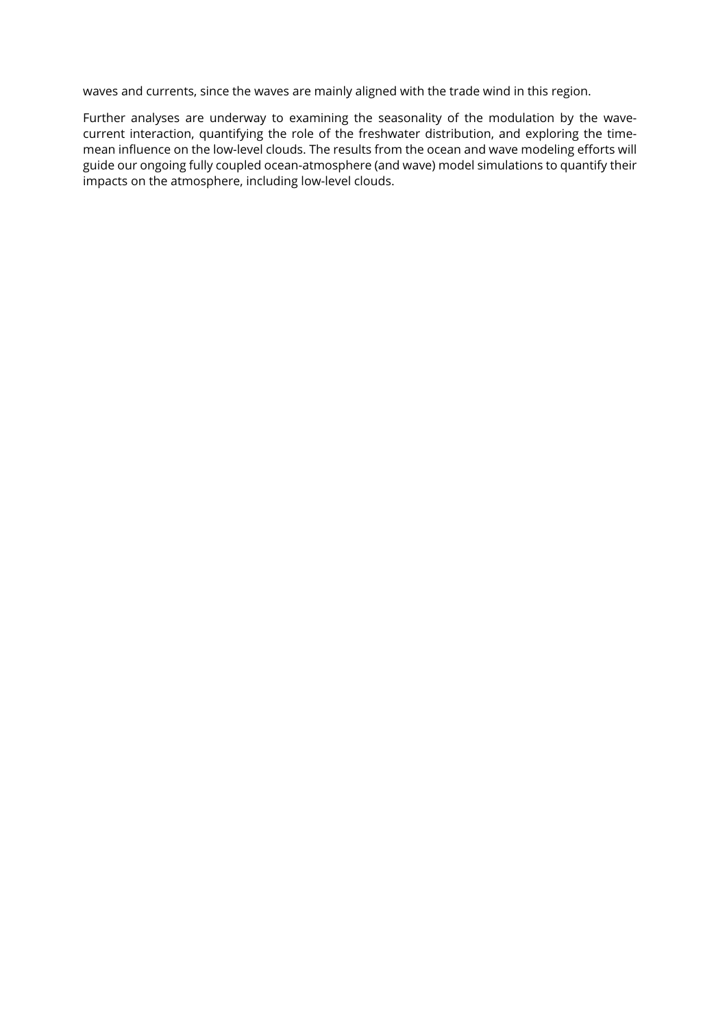waves and currents, since the waves are mainly aligned with the trade wind in this region.

Further analyses are underway to examining the seasonality of the modulation by the wave-current interaction, quantifying the role of the freshwater distribution, and exploring the time-mean influence on the low-level clouds. The results from the ocean and wave modeling efforts will guide our ongoing fully coupled ocean-atmosphere (and wave) model simulations to quantify their impacts on the atmosphere, including low-level clouds.